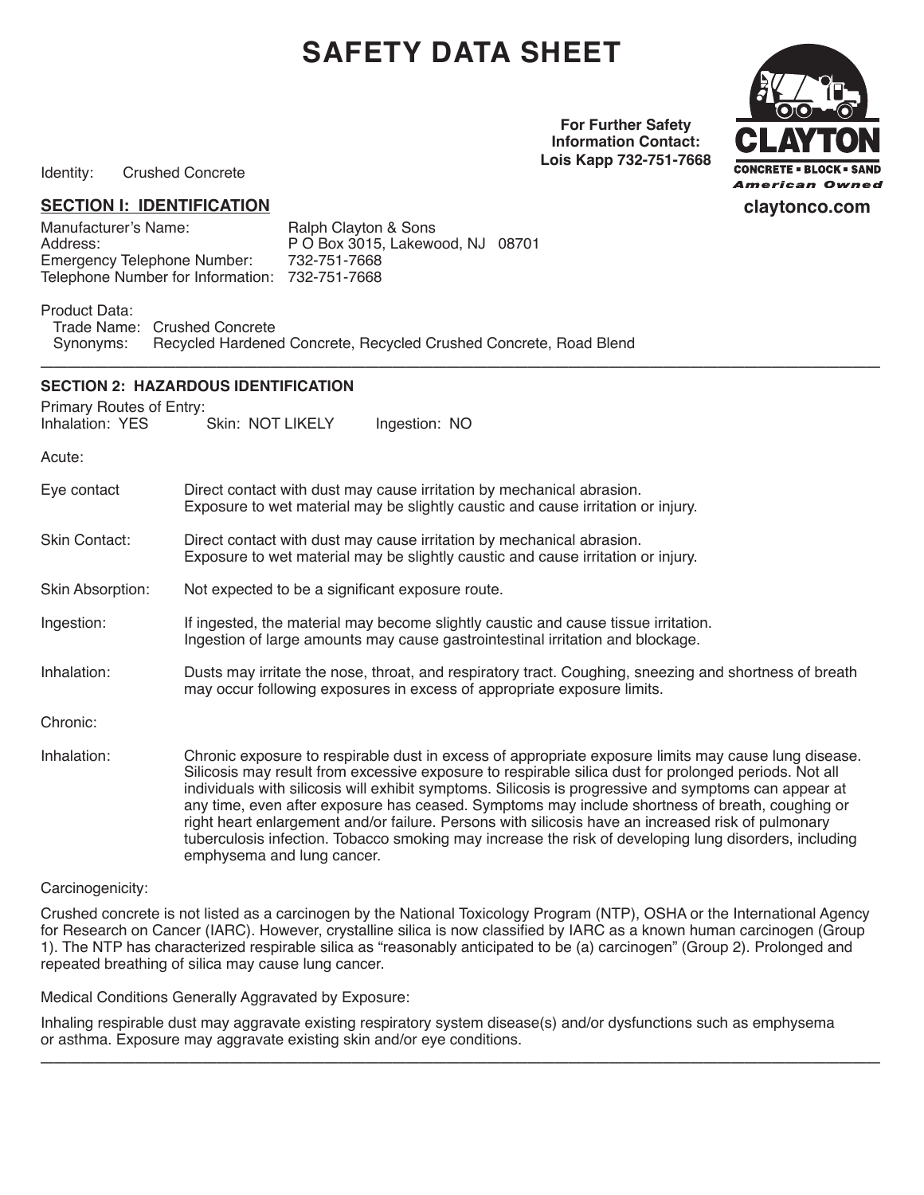# SAFETY DATA SHEET

**For Further Safety Information Contact: Lois Kapp 732-751-7668**

CLAYTON
CONCRETE • BLOCK • SAND
*American Owned*
**claytonco.com**

Identity: Crushed Concrete

## SECTION I: IDENTIFICATION

Manufacturer's Name: Ralph Clayton & Sons
Address: P O Box 3015, Lakewood, NJ 08701
Emergency Telephone Number: 732-751-7668
Telephone Number for Information: 732-751-7668

Product Data:
Trade Name: Crushed Concrete
Synonyms: Recycled Hardened Concrete, Recycled Crushed Concrete, Road Blend

---

## SECTION 2: HAZARDOUS IDENTIFICATION

Primary Routes of Entry:
Inhalation: YES Skin: NOT LIKELY Ingestion: NO

Acute:

Eye contact: Direct contact with dust may cause irritation by mechanical abrasion. Exposure to wet material may be slightly caustic and cause irritation or injury.

Skin Contact: Direct contact with dust may cause irritation by mechanical abrasion. Exposure to wet material may be slightly caustic and cause irritation or injury.

Skin Absorption: Not expected to be a significant exposure route.

Ingestion: If ingested, the material may become slightly caustic and cause tissue irritation. Ingestion of large amounts may cause gastrointestinal irritation and blockage.

Inhalation: Dusts may irritate the nose, throat, and respiratory tract. Coughing, sneezing and shortness of breath may occur following exposures in excess of appropriate exposure limits.

Chronic:

Inhalation: Chronic exposure to respirable dust in excess of appropriate exposure limits may cause lung disease. Silicosis may result from excessive exposure to respirable silica dust for prolonged periods. Not all individuals with silicosis will exhibit symptoms. Silicosis is progressive and symptoms can appear at any time, even after exposure has ceased. Symptoms may include shortness of breath, coughing or right heart enlargement and/or failure. Persons with silicosis have an increased risk of pulmonary tuberculosis infection. Tobacco smoking may increase the risk of developing lung disorders, including emphysema and lung cancer.

Carcinogenicity:

Crushed concrete is not listed as a carcinogen by the National Toxicology Program (NTP), OSHA or the International Agency for Research on Cancer (IARC). However, crystalline silica is now classified by IARC as a known human carcinogen (Group 1). The NTP has characterized respirable silica as "reasonably anticipated to be (a) carcinogen" (Group 2). Prolonged and repeated breathing of silica may cause lung cancer.

Medical Conditions Generally Aggravated by Exposure:

Inhaling respirable dust may aggravate existing respiratory system disease(s) and/or dysfunctions such as emphysema or asthma. Exposure may aggravate existing skin and/or eye conditions.

---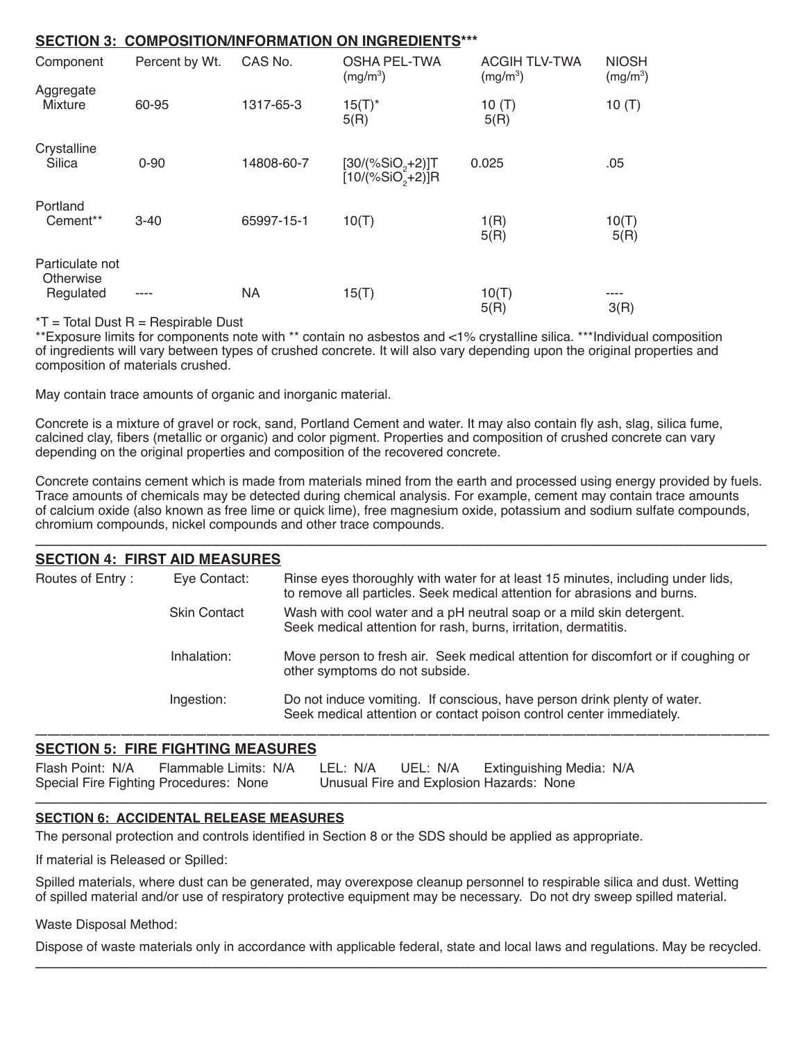## SECTION 3: COMPOSITION/INFORMATION ON INGREDIENTS***

| Component | Percent by Wt. | CAS No. | OSHA PEL-TWA ($mg/m^3$) | ACGIH TLV-TWA ($mg/m^3$) | NIOSH ($mg/m^3$) |
|---|---|---|---|---|---|
| Aggregate Mixture | 60-95 | 1317-65-3 | 15(T)* 5(R) | 10 (T) 5(R) | 10 (T) |
| Crystalline Silica | 0-90 | 14808-60-7 | [30/(%$SiO_2$+2)]T [10/(%$SiO_2$+2)]R | 0.025 | .05 |
| Portland Cement** | 3-40 | 65997-15-1 | 10(T) | 1(R) 5(R) | 10(T) 5(R) |
| Particulate not Otherwise Regulated | ---- | NA | 15(T) | 10(T) 5(R) | ---- 3(R) |

*T = Total Dust R = Respirable Dust

**Exposure limits for components note with ** contain no asbestos and <1% crystalline silica. ***Individual composition of ingredients will vary between types of crushed concrete. It will also vary depending upon the original properties and composition of materials crushed.

May contain trace amounts of organic and inorganic material.

Concrete is a mixture of gravel or rock, sand, Portland Cement and water. It may also contain fly ash, slag, silica fume, calcined clay, fibers (metallic or organic) and color pigment. Properties and composition of crushed concrete can vary depending on the original properties and composition of the recovered concrete.

Concrete contains cement which is made from materials mined from the earth and processed using energy provided by fuels. Trace amounts of chemicals may be detected during chemical analysis. For example, cement may contain trace amounts of calcium oxide (also known as free lime or quick lime), free magnesium oxide, potassium and sodium sulfate compounds, chromium compounds, nickel compounds and other trace compounds.

## SECTION 4: FIRST AID MEASURES

Routes of Entry :

**Eye Contact:** Rinse eyes thoroughly with water for at least 15 minutes, including under lids, to remove all particles. Seek medical attention for abrasions and burns.

**Skin Contact** Wash with cool water and a pH neutral soap or a mild skin detergent. Seek medical attention for rash, burns, irritation, dermatitis.

**Inhalation:** Move person to fresh air. Seek medical attention for discomfort or if coughing or other symptoms do not subside.

**Ingestion:** Do not induce vomiting. If conscious, have person drink plenty of water. Seek medical attention or contact poison control center immediately.

## SECTION 5: FIRE FIGHTING MEASURES

Flash Point: N/A Flammable Limits: N/A LEL: N/A UEL: N/A Extinguishing Media: N/A
Special Fire Fighting Procedures: None Unusual Fire and Explosion Hazards: None

## SECTION 6: ACCIDENTAL RELEASE MEASURES

The personal protection and controls identified in Section 8 or the SDS should be applied as appropriate.

If material is Released or Spilled:

Spilled materials, where dust can be generated, may overexpose cleanup personnel to respirable silica and dust. Wetting of spilled material and/or use of respiratory protective equipment may be necessary. Do not dry sweep spilled material.

Waste Disposal Method:

Dispose of waste materials only in accordance with applicable federal, state and local laws and regulations. May be recycled.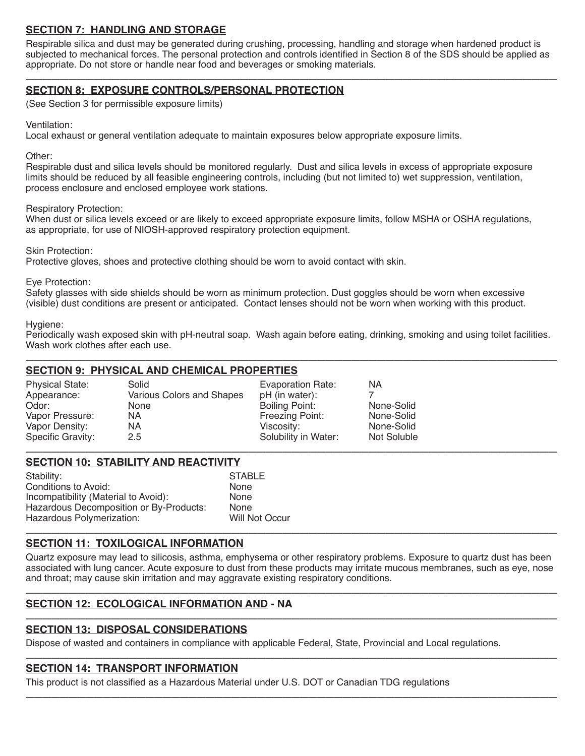## SECTION 7: HANDLING AND STORAGE

Respirable silica and dust may be generated during crushing, processing, handling and storage when hardened product is subjected to mechanical forces. The personal protection and controls identified in Section 8 of the SDS should be applied as appropriate. Do not store or handle near food and beverages or smoking materials.

## SECTION 8: EXPOSURE CONTROLS/PERSONAL PROTECTION

(See Section 3 for permissible exposure limits)

Ventilation:
Local exhaust or general ventilation adequate to maintain exposures below appropriate exposure limits.

Other:
Respirable dust and silica levels should be monitored regularly. Dust and silica levels in excess of appropriate exposure limits should be reduced by all feasible engineering controls, including (but not limited to) wet suppression, ventilation, process enclosure and enclosed employee work stations.

Respiratory Protection:
When dust or silica levels exceed or are likely to exceed appropriate exposure limits, follow MSHA or OSHA regulations, as appropriate, for use of NIOSH-approved respiratory protection equipment.

Skin Protection:
Protective gloves, shoes and protective clothing should be worn to avoid contact with skin.

Eye Protection:
Safety glasses with side shields should be worn as minimum protection. Dust goggles should be worn when excessive (visible) dust conditions are present or anticipated. Contact lenses should not be worn when working with this product.

Hygiene:
Periodically wash exposed skin with pH-neutral soap. Wash again before eating, drinking, smoking and using toilet facilities. Wash work clothes after each use.

## SECTION 9: PHYSICAL AND CHEMICAL PROPERTIES

| | | | |
|---|---|---|---|
| Physical State: | Solid | Evaporation Rate: | NA |
| Appearance: | Various Colors and Shapes | pH (in water): | 7 |
| Odor: | None | Boiling Point: | None-Solid |
| Vapor Pressure: | NA | Freezing Point: | None-Solid |
| Vapor Density: | NA | Viscosity: | None-Solid |
| Specific Gravity: | 2.5 | Solubility in Water: | Not Soluble |

## SECTION 10: STABILITY AND REACTIVITY

| | |
|---|---|
| Stability: | STABLE |
| Conditions to Avoid: | None |
| Incompatibility (Material to Avoid): | None |
| Hazardous Decomposition or By-Products: | None |
| Hazardous Polymerization: | Will Not Occur |

## SECTION 11: TOXILOGICAL INFORMATION

Quartz exposure may lead to silicosis, asthma, emphysema or other respiratory problems. Exposure to quartz dust has been associated with lung cancer. Acute exposure to dust from these products may irritate mucous membranes, such as eye, nose and throat; may cause skin irritation and may aggravate existing respiratory conditions.

## SECTION 12: ECOLOGICAL INFORMATION AND - NA

## SECTION 13: DISPOSAL CONSIDERATIONS

Dispose of wasted and containers in compliance with applicable Federal, State, Provincial and Local regulations.

## SECTION 14: TRANSPORT INFORMATION

This product is not classified as a Hazardous Material under U.S. DOT or Canadian TDG regulations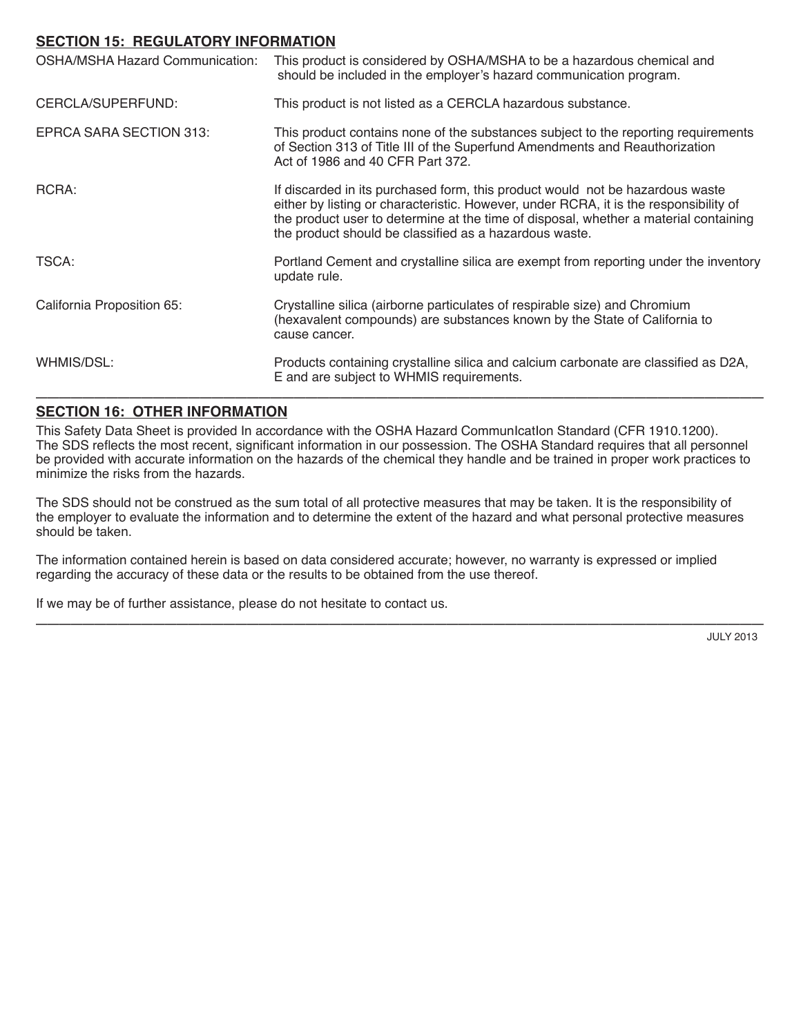## SECTION 15: REGULATORY INFORMATION

| | |
|---|---|
| OSHA/MSHA Hazard Communication: | This product is considered by OSHA/MSHA to be a hazardous chemical and should be included in the employer's hazard communication program. |
| CERCLA/SUPERFUND: | This product is not listed as a CERCLA hazardous substance. |
| EPRCA SARA SECTION 313: | This product contains none of the substances subject to the reporting requirements of Section 313 of Title III of the Superfund Amendments and Reauthorization Act of 1986 and 40 CFR Part 372. |
| RCRA: | If discarded in its purchased form, this product would not be hazardous waste either by listing or characteristic. However, under RCRA, it is the responsibility of the product user to determine at the time of disposal, whether a material containing the product should be classified as a hazardous waste. |
| TSCA: | Portland Cement and crystalline silica are exempt from reporting under the inventory update rule. |
| California Proposition 65: | Crystalline silica (airborne particulates of respirable size) and Chromium (hexavalent compounds) are substances known by the State of California to cause cancer. |
| WHMIS/DSL: | Products containing crystalline silica and calcium carbonate are classified as D2A, E and are subject to WHMIS requirements. |

## SECTION 16: OTHER INFORMATION

This Safety Data Sheet is provided In accordance with the OSHA Hazard CommunIcatIon Standard (CFR 1910.1200). The SDS reflects the most recent, significant information in our possession. The OSHA Standard requires that all personnel be provided with accurate information on the hazards of the chemical they handle and be trained in proper work practices to minimize the risks from the hazards.

The SDS should not be construed as the sum total of all protective measures that may be taken. It is the responsibility of the employer to evaluate the information and to determine the extent of the hazard and what personal protective measures should be taken.

The information contained herein is based on data considered accurate; however, no warranty is expressed or implied regarding the accuracy of these data or the results to be obtained from the use thereof.

If we may be of further assistance, please do not hesitate to contact us.

JULY 2013